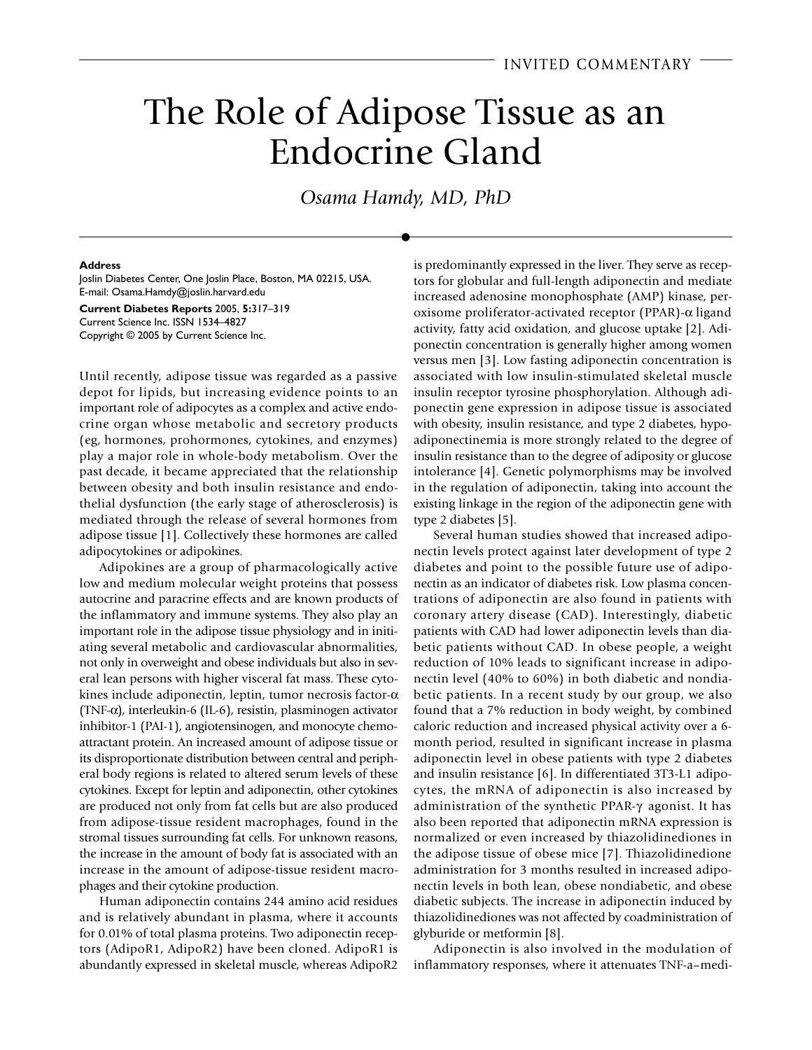INVITED COMMENTARY

# The Role of Adipose Tissue as an Endocrine Gland

*Osama Hamdy, MD, PhD*

**Address**
Joslin Diabetes Center, One Joslin Place, Boston, MA 02215, USA.
E-mail: Osama.Hamdy@joslin.harvard.edu

**Current Diabetes Reports** 2005, **5:**317–319
Current Science Inc. ISSN 1534–4827
Copyright © 2005 by Current Science Inc.

Until recently, adipose tissue was regarded as a passive depot for lipids, but increasing evidence points to an important role of adipocytes as a complex and active endocrine organ whose metabolic and secretory products (eg, hormones, prohormones, cytokines, and enzymes) play a major role in whole-body metabolism. Over the past decade, it became appreciated that the relationship between obesity and both insulin resistance and endothelial dysfunction (the early stage of atherosclerosis) is mediated through the release of several hormones from adipose tissue [1]. Collectively these hormones are called adipocytokines or adipokines.

Adipokines are a group of pharmacologically active low and medium molecular weight proteins that possess autocrine and paracrine effects and are known products of the inflammatory and immune systems. They also play an important role in the adipose tissue physiology and in initiating several metabolic and cardiovascular abnormalities, not only in overweight and obese individuals but also in several lean persons with higher visceral fat mass. These cytokines include adiponectin, leptin, tumor necrosis factor-α (TNF-α), interleukin-6 (IL-6), resistin, plasminogen activator inhibitor-1 (PAI-1), angiotensinogen, and monocyte chemoattractant protein. An increased amount of adipose tissue or its disproportionate distribution between central and peripheral body regions is related to altered serum levels of these cytokines. Except for leptin and adiponectin, other cytokines are produced not only from fat cells but are also produced from adipose-tissue resident macrophages, found in the stromal tissues surrounding fat cells. For unknown reasons, the increase in the amount of body fat is associated with an increase in the amount of adipose-tissue resident macrophages and their cytokine production.

Human adiponectin contains 244 amino acid residues and is relatively abundant in plasma, where it accounts for 0.01% of total plasma proteins. Two adiponectin receptors (AdipoR1, AdipoR2) have been cloned. AdipoR1 is abundantly expressed in skeletal muscle, whereas AdipoR2 is predominantly expressed in the liver. They serve as receptors for globular and full-length adiponectin and mediate increased adenosine monophosphate (AMP) kinase, peroxisome proliferator-activated receptor (PPAR)-α ligand activity, fatty acid oxidation, and glucose uptake [2]. Adiponectin concentration is generally higher among women versus men [3]. Low fasting adiponectin concentration is associated with low insulin-stimulated skeletal muscle insulin receptor tyrosine phosphorylation. Although adiponectin gene expression in adipose tissue is associated with obesity, insulin resistance, and type 2 diabetes, hypoadiponectinemia is more strongly related to the degree of insulin resistance than to the degree of adiposity or glucose intolerance [4]. Genetic polymorphisms may be involved in the regulation of adiponectin, taking into account the existing linkage in the region of the adiponectin gene with type 2 diabetes [5].

Several human studies showed that increased adiponectin levels protect against later development of type 2 diabetes and point to the possible future use of adiponectin as an indicator of diabetes risk. Low plasma concentrations of adiponectin are also found in patients with coronary artery disease (CAD). Interestingly, diabetic patients with CAD had lower adiponectin levels than diabetic patients without CAD. In obese people, a weight reduction of 10% leads to significant increase in adiponectin level (40% to 60%) in both diabetic and nondiabetic patients. In a recent study by our group, we also found that a 7% reduction in body weight, by combined caloric reduction and increased physical activity over a 6-month period, resulted in significant increase in plasma adiponectin level in obese patients with type 2 diabetes and insulin resistance [6]. In differentiated 3T3-L1 adipocytes, the mRNA of adiponectin is also increased by administration of the synthetic PPAR-γ agonist. It has also been reported that adiponectin mRNA expression is normalized or even increased by thiazolidinediones in the adipose tissue of obese mice [7]. Thiazolidinedione administration for 3 months resulted in increased adiponectin levels in both lean, obese nondiabetic, and obese diabetic subjects. The increase in adiponectin induced by thiazolidinediones was not affected by coadministration of glyburide or metformin [8].

Adiponectin is also involved in the modulation of inflammatory responses, where it attenuates TNF-a–medi-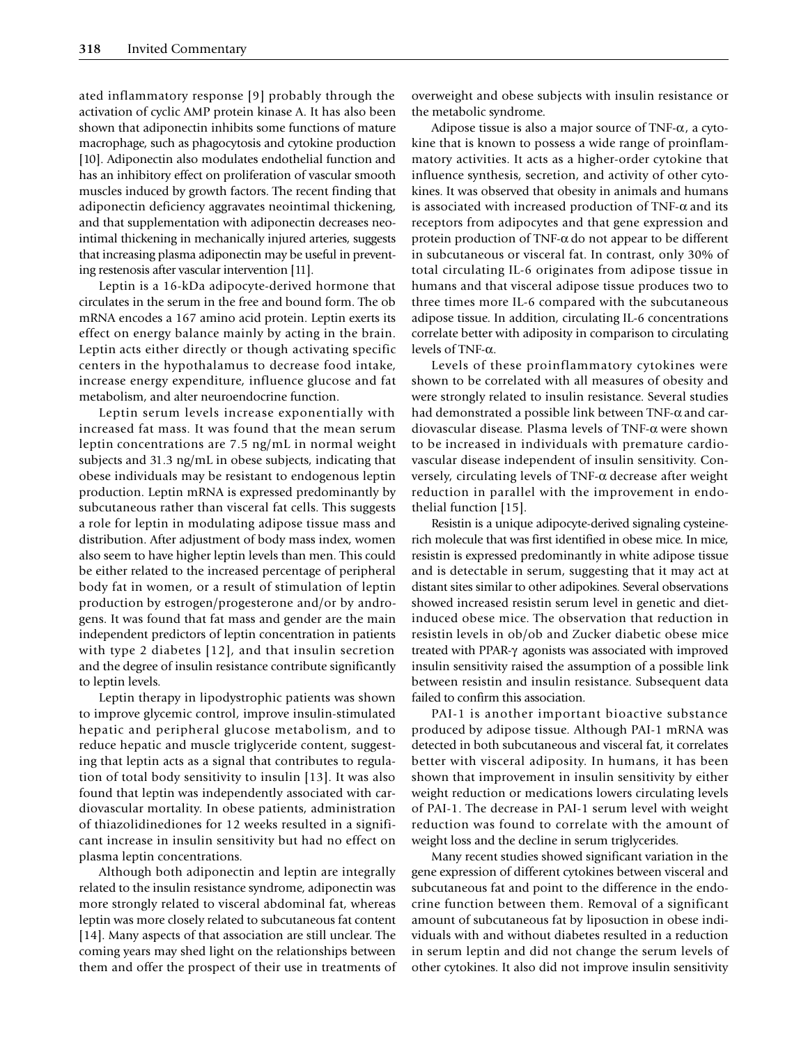ated inflammatory response [9] probably through the activation of cyclic AMP protein kinase A. It has also been shown that adiponectin inhibits some functions of mature macrophage, such as phagocytosis and cytokine production [10]. Adiponectin also modulates endothelial function and has an inhibitory effect on proliferation of vascular smooth muscles induced by growth factors. The recent finding that adiponectin deficiency aggravates neointimal thickening, and that supplementation with adiponectin decreases neointimal thickening in mechanically injured arteries, suggests that increasing plasma adiponectin may be useful in preventing restenosis after vascular intervention [11].

Leptin is a 16-kDa adipocyte-derived hormone that circulates in the serum in the free and bound form. The ob mRNA encodes a 167 amino acid protein. Leptin exerts its effect on energy balance mainly by acting in the brain. Leptin acts either directly or though activating specific centers in the hypothalamus to decrease food intake, increase energy expenditure, influence glucose and fat metabolism, and alter neuroendocrine function.

Leptin serum levels increase exponentially with increased fat mass. It was found that the mean serum leptin concentrations are 7.5 ng/mL in normal weight subjects and 31.3 ng/mL in obese subjects, indicating that obese individuals may be resistant to endogenous leptin production. Leptin mRNA is expressed predominantly by subcutaneous rather than visceral fat cells. This suggests a role for leptin in modulating adipose tissue mass and distribution. After adjustment of body mass index, women also seem to have higher leptin levels than men. This could be either related to the increased percentage of peripheral body fat in women, or a result of stimulation of leptin production by estrogen/progesterone and/or by androgens. It was found that fat mass and gender are the main independent predictors of leptin concentration in patients with type 2 diabetes [12], and that insulin secretion and the degree of insulin resistance contribute significantly to leptin levels.

Leptin therapy in lipodystrophic patients was shown to improve glycemic control, improve insulin-stimulated hepatic and peripheral glucose metabolism, and to reduce hepatic and muscle triglyceride content, suggesting that leptin acts as a signal that contributes to regulation of total body sensitivity to insulin [13]. It was also found that leptin was independently associated with cardiovascular mortality. In obese patients, administration of thiazolidinediones for 12 weeks resulted in a significant increase in insulin sensitivity but had no effect on plasma leptin concentrations.

Although both adiponectin and leptin are integrally related to the insulin resistance syndrome, adiponectin was more strongly related to visceral abdominal fat, whereas leptin was more closely related to subcutaneous fat content [14]. Many aspects of that association are still unclear. The coming years may shed light on the relationships between them and offer the prospect of their use in treatments of overweight and obese subjects with insulin resistance or the metabolic syndrome.

Adipose tissue is also a major source of TNF-$\alpha$, a cytokine that is known to possess a wide range of proinflammatory activities. It acts as a higher-order cytokine that influence synthesis, secretion, and activity of other cytokines. It was observed that obesity in animals and humans is associated with increased production of TNF-$\alpha$ and its receptors from adipocytes and that gene expression and protein production of TNF-$\alpha$ do not appear to be different in subcutaneous or visceral fat. In contrast, only 30% of total circulating IL-6 originates from adipose tissue in humans and that visceral adipose tissue produces two to three times more IL-6 compared with the subcutaneous adipose tissue. In addition, circulating IL-6 concentrations correlate better with adiposity in comparison to circulating levels of TNF-$\alpha$.

Levels of these proinflammatory cytokines were shown to be correlated with all measures of obesity and were strongly related to insulin resistance. Several studies had demonstrated a possible link between TNF-$\alpha$ and cardiovascular disease. Plasma levels of TNF-$\alpha$ were shown to be increased in individuals with premature cardiovascular disease independent of insulin sensitivity. Conversely, circulating levels of TNF-$\alpha$ decrease after weight reduction in parallel with the improvement in endothelial function [15].

Resistin is a unique adipocyte-derived signaling cysteine-rich molecule that was first identified in obese mice. In mice, resistin is expressed predominantly in white adipose tissue and is detectable in serum, suggesting that it may act at distant sites similar to other adipokines. Several observations showed increased resistin serum level in genetic and diet-induced obese mice. The observation that reduction in resistin levels in ob/ob and Zucker diabetic obese mice treated with PPAR-$\gamma$ agonists was associated with improved insulin sensitivity raised the assumption of a possible link between resistin and insulin resistance. Subsequent data failed to confirm this association.

PAI-1 is another important bioactive substance produced by adipose tissue. Although PAI-1 mRNA was detected in both subcutaneous and visceral fat, it correlates better with visceral adiposity. In humans, it has been shown that improvement in insulin sensitivity by either weight reduction or medications lowers circulating levels of PAI-1. The decrease in PAI-1 serum level with weight reduction was found to correlate with the amount of weight loss and the decline in serum triglycerides.

Many recent studies showed significant variation in the gene expression of different cytokines between visceral and subcutaneous fat and point to the difference in the endocrine function between them. Removal of a significant amount of subcutaneous fat by liposuction in obese individuals with and without diabetes resulted in a reduction in serum leptin and did not change the serum levels of other cytokines. It also did not improve insulin sensitivity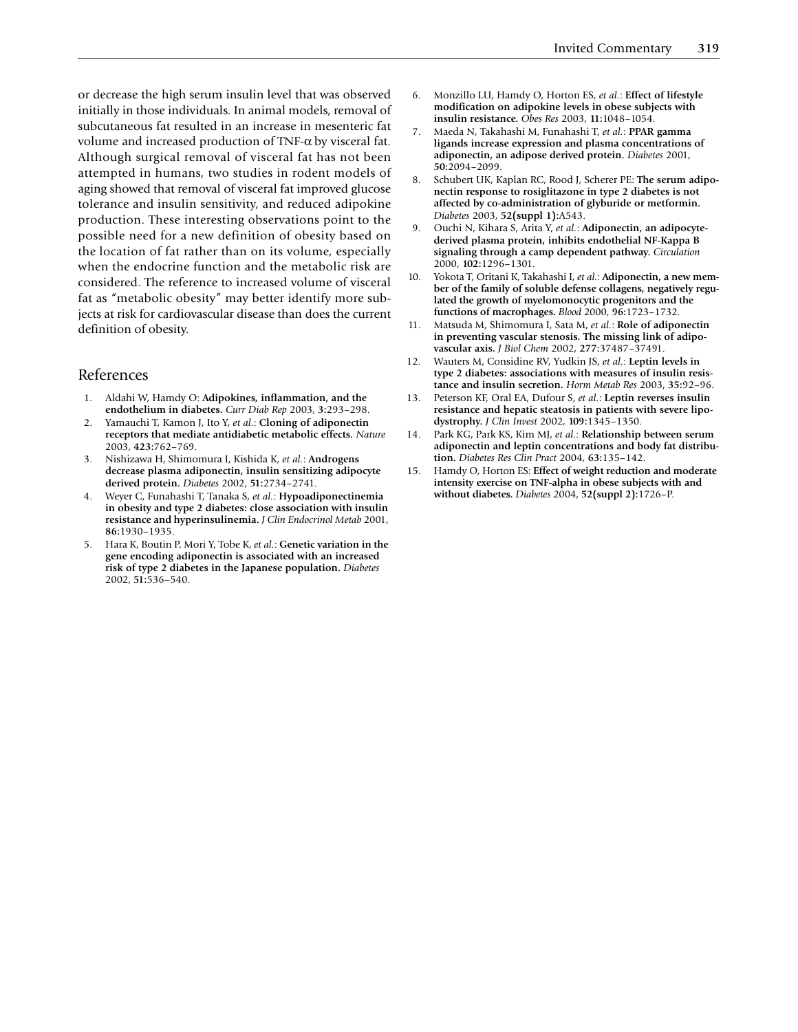or decrease the high serum insulin level that was observed initially in those individuals. In animal models, removal of subcutaneous fat resulted in an increase in mesenteric fat volume and increased production of TNF-$\alpha$ by visceral fat. Although surgical removal of visceral fat has not been attempted in humans, two studies in rodent models of aging showed that removal of visceral fat improved glucose tolerance and insulin sensitivity, and reduced adipokine production. These interesting observations point to the possible need for a new definition of obesity based on the location of fat rather than on its volume, especially when the endocrine function and the metabolic risk are considered. The reference to increased volume of visceral fat as "metabolic obesity" may better identify more subjects at risk for cardiovascular disease than does the current definition of obesity.

## References

1. Aldahi W, Hamdy O: **Adipokines, inflammation, and the endothelium in diabetes.** *Curr Diab Rep* 2003, **3:**293–298.
2. Yamauchi T, Kamon J, Ito Y, *et al.*: **Cloning of adiponectin receptors that mediate antidiabetic metabolic effects.** *Nature* 2003, **423:**762–769.
3. Nishizawa H, Shimomura I, Kishida K, *et al.*: **Androgens decrease plasma adiponectin, insulin sensitizing adipocyte derived protein.** *Diabetes* 2002, **51:**2734–2741.
4. Weyer C, Funahashi T, Tanaka S, *et al.*: **Hypoadiponectinemia in obesity and type 2 diabetes: close association with insulin resistance and hyperinsulinemia.** *J Clin Endocrinol Metab* 2001, **86:**1930–1935.
5. Hara K, Boutin P, Mori Y, Tobe K, *et al.*: **Genetic variation in the gene encoding adiponectin is associated with an increased risk of type 2 diabetes in the Japanese population.** *Diabetes* 2002, **51:**536–540.
6. Monzillo LU, Hamdy O, Horton ES, *et al.*: **Effect of lifestyle modification on adipokine levels in obese subjects with insulin resistance.** *Obes Res* 2003, **11:**1048–1054.
7. Maeda N, Takahashi M, Funahashi T, *et al.*: **PPAR gamma ligands increase expression and plasma concentrations of adiponectin, an adipose derived protein.** *Diabetes* 2001, **50:**2094–2099.
8. Schubert UK, Kaplan RC, Rood J, Scherer PE: **The serum adiponectin response to rosiglitazone in type 2 diabetes is not affected by co-administration of glyburide or metformin.** *Diabetes* 2003, **52(suppl 1):**A543.
9. Ouchi N, Kihara S, Arita Y, *et al.*: **Adiponectin, an adipocyte-derived plasma protein, inhibits endothelial NF-Kappa B signaling through a camp dependent pathway.** *Circulation* 2000, **102:**1296–1301.
10. Yokota T, Oritani K, Takahashi I, *et al.*: **Adiponectin, a new member of the family of soluble defense collagens, negatively regulated the growth of myelomonocytic progenitors and the functions of macrophages.** *Blood* 2000, **96:**1723–1732.
11. Matsuda M, Shimomura I, Sata M, *et al.*: **Role of adiponectin in preventing vascular stenosis. The missing link of adipo-vascular axis.** *J Biol Chem* 2002, **277:**37487–37491.
12. Wauters M, Considine RV, Yudkin JS, *et al.*: **Leptin levels in type 2 diabetes: associations with measures of insulin resistance and insulin secretion.** *Horm Metab Res* 2003, **35:**92–96.
13. Peterson KF, Oral EA, Dufour S, *et al.*: **Leptin reverses insulin resistance and hepatic steatosis in patients with severe lipodystrophy.** *J Clin Invest* 2002, **109:**1345–1350.
14. Park KG, Park KS, Kim MJ, *et al.*: **Relationship between serum adiponectin and leptin concentrations and body fat distribution.** *Diabetes Res Clin Pract* 2004, **63:**135–142.
15. Hamdy O, Horton ES: **Effect of weight reduction and moderate intensity exercise on TNF-alpha in obese subjects with and without diabetes.** *Diabetes* 2004, **52(suppl 2):**1726–P.